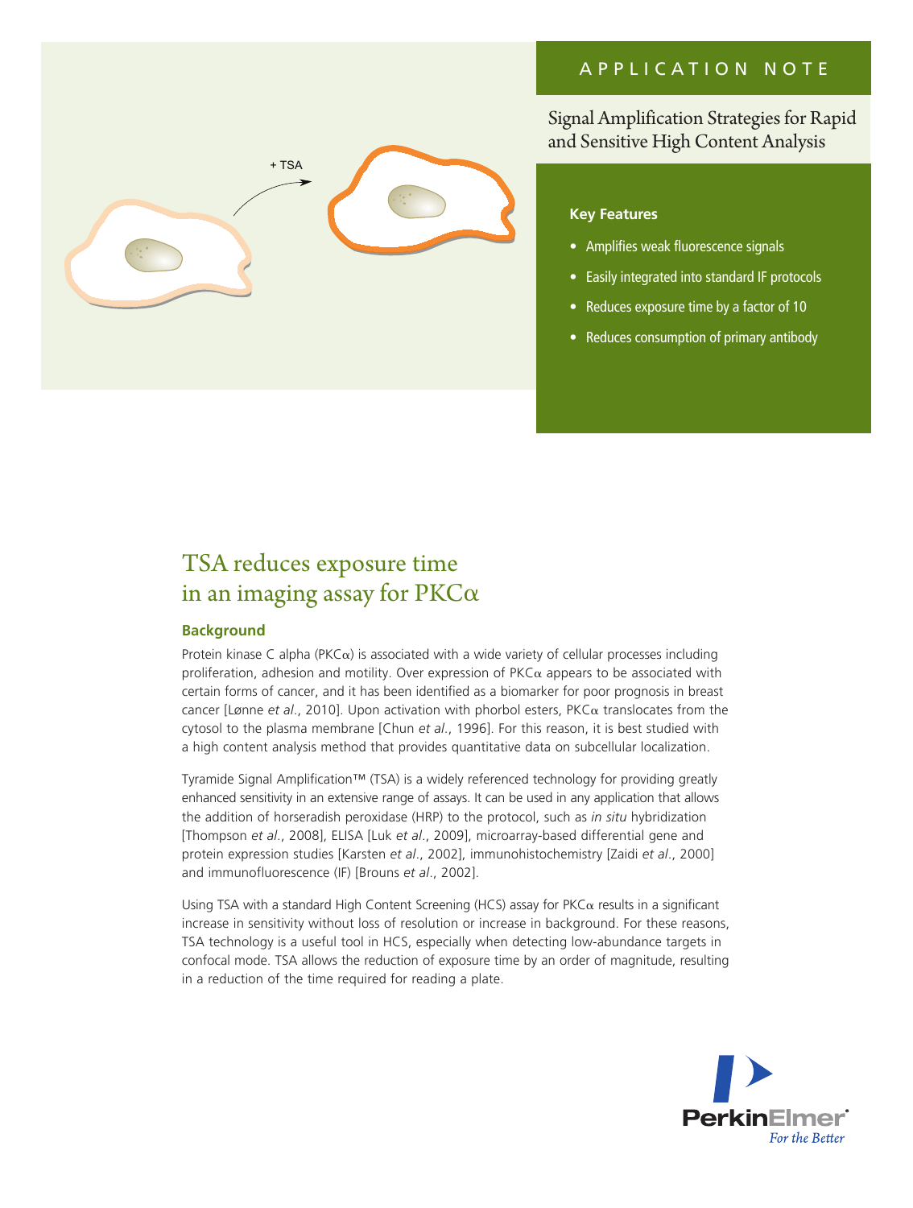APPLICATION NOTE

# Signal Amplification Strategies for Rapid and Sensitive High Content Analysis

**Key Features**

- Amplifies weak fluorescence signals
- Easily integrated into standard IF protocols
- Reduces exposure time by a factor of 10
- Reduces consumption of primary antibody

## TSA reduces exposure time in an imaging assay for PKCα

### Background

Protein kinase C alpha (PKCα) is associated with a wide variety of cellular processes including proliferation, adhesion and motility. Over expression of PKCα appears to be associated with certain forms of cancer, and it has been identified as a biomarker for poor prognosis in breast cancer [Lønne *et al*., 2010]. Upon activation with phorbol esters, PKCα translocates from the cytosol to the plasma membrane [Chun *et al*., 1996]. For this reason, it is best studied with a high content analysis method that provides quantitative data on subcellular localization.

Tyramide Signal Amplification™ (TSA) is a widely referenced technology for providing greatly enhanced sensitivity in an extensive range of assays. It can be used in any application that allows the addition of horseradish peroxidase (HRP) to the protocol, such as *in situ* hybridization [Thompson *et al*., 2008], ELISA [Luk *et al*., 2009], microarray-based differential gene and protein expression studies [Karsten *et al*., 2002], immunohistochemistry [Zaidi *et al*., 2000] and immunofluorescence (IF) [Brouns *et al*., 2002].

Using TSA with a standard High Content Screening (HCS) assay for PKCα results in a significant increase in sensitivity without loss of resolution or increase in background. For these reasons, TSA technology is a useful tool in HCS, especially when detecting low-abundance targets in confocal mode. TSA allows the reduction of exposure time by an order of magnitude, resulting in a reduction of the time required for reading a plate.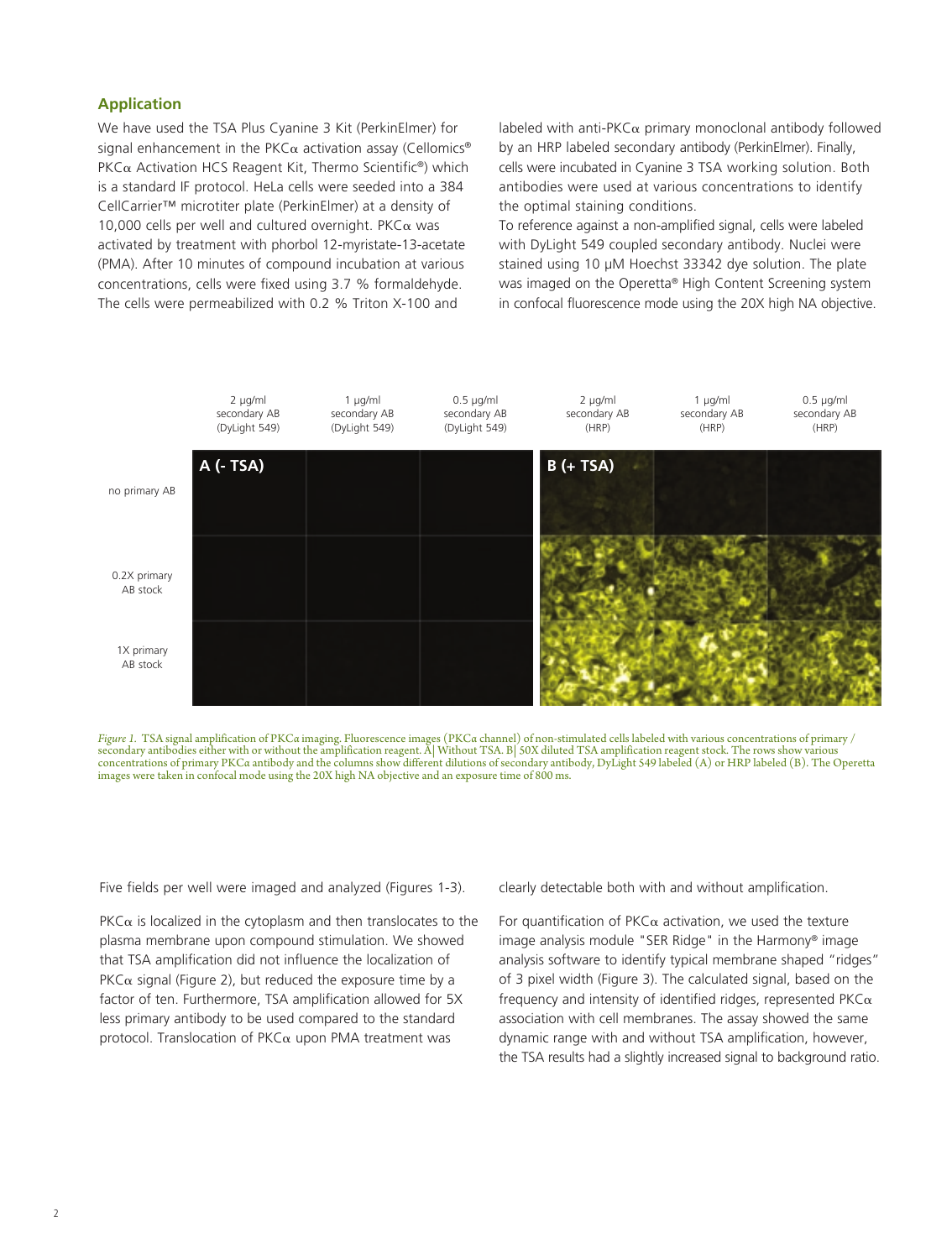## Application

We have used the TSA Plus Cyanine 3 Kit (PerkinElmer) for signal enhancement in the PKCα activation assay (Cellomics® PKCα Activation HCS Reagent Kit, Thermo Scientific®) which is a standard IF protocol. HeLa cells were seeded into a 384 CellCarrier™ microtiter plate (PerkinElmer) at a density of 10,000 cells per well and cultured overnight. PKCα was activated by treatment with phorbol 12-myristate-13-acetate (PMA). After 10 minutes of compound incubation at various concentrations, cells were fixed using 3.7 % formaldehyde. The cells were permeabilized with 0.2 % Triton X-100 and labeled with anti-PKCα primary monoclonal antibody followed by an HRP labeled secondary antibody (PerkinElmer). Finally, cells were incubated in Cyanine 3 TSA working solution. Both antibodies were used at various concentrations to identify the optimal staining conditions.

To reference against a non-amplified signal, cells were labeled with DyLight 549 coupled secondary antibody. Nuclei were stained using 10 μM Hoechst 33342 dye solution. The plate was imaged on the Operetta® High Content Screening system in confocal fluorescence mode using the 20X high NA objective.

| | 2 μg/ml secondary AB (DyLight 549) | 1 μg/ml secondary AB (DyLight 549) | 0.5 μg/ml secondary AB (DyLight 549) | 2 μg/ml secondary AB (HRP) | 1 μg/ml secondary AB (HRP) | 0.5 μg/ml secondary AB (HRP) |
|---|---|---|---|---|---|---|
| | A (- TSA) | | | B (+ TSA) | | |
| no primary AB | | | | | | |
| 0.2X primary AB stock | | | | | | |
| 1X primary AB stock | | | | | | |

*Figure 1.* TSA signal amplification of PKCα imaging. Fluorescence images (PKCα channel) of non-stimulated cells labeled with various concentrations of primary / secondary antibodies either with or without the amplification reagent. A| Without TSA. B| 50X diluted TSA amplification reagent stock. The rows show various concentrations of primary PKCα antibody and the columns show different dilutions of secondary antibody, DyLight 549 labeled (A) or HRP labeled (B). The Operetta images were taken in confocal mode using the 20X high NA objective and an exposure time of 800 ms.

Five fields per well were imaged and analyzed (Figures 1-3).

PKCα is localized in the cytoplasm and then translocates to the plasma membrane upon compound stimulation. We showed that TSA amplification did not influence the localization of PKCα signal (Figure 2), but reduced the exposure time by a factor of ten. Furthermore, TSA amplification allowed for 5X less primary antibody to be used compared to the standard protocol. Translocation of PKCα upon PMA treatment was clearly detectable both with and without amplification.

For quantification of PKCα activation, we used the texture image analysis module "SER Ridge" in the Harmony® image analysis software to identify typical membrane shaped "ridges" of 3 pixel width (Figure 3). The calculated signal, based on the frequency and intensity of identified ridges, represented PKCα association with cell membranes. The assay showed the same dynamic range with and without TSA amplification, however, the TSA results had a slightly increased signal to background ratio.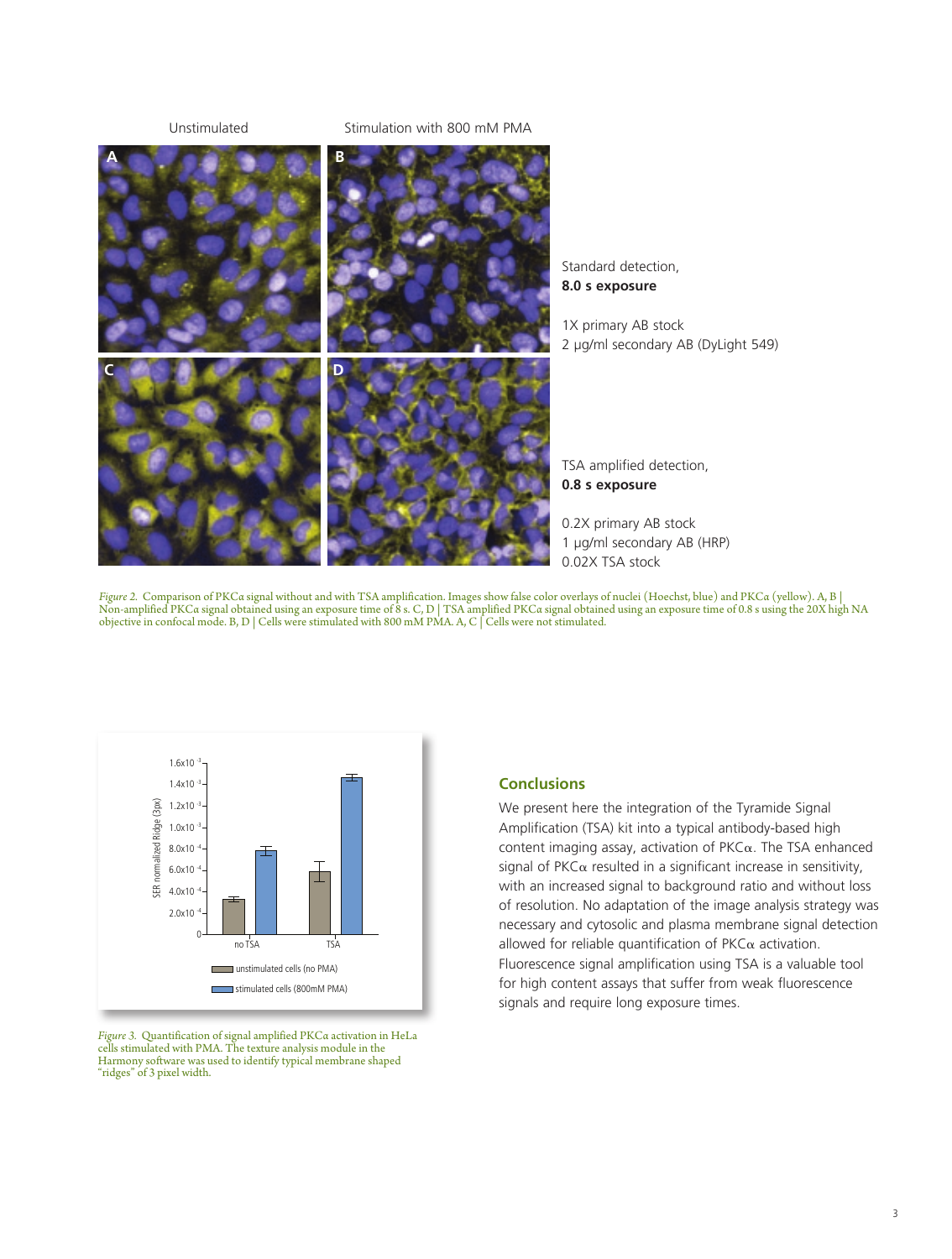Unstimulated

Stimulation with 800 mM PMA

Standard detection,
**8.0 s exposure**

1X primary AB stock
2 µg/ml secondary AB (DyLight 549)

TSA amplified detection,
**0.8 s exposure**

0.2X primary AB stock
1 µg/ml secondary AB (HRP)
0.02X TSA stock

*Figure 2.* Comparison of PKCα signal without and with TSA amplification. Images show false color overlays of nuclei (Hoechst, blue) and PKCα (yellow). A, B | Non-amplified PKCα signal obtained using an exposure time of 8 s. C, D | TSA amplified PKCα signal obtained using an exposure time of 0.8 s using the 20X high NA objective in confocal mode. B, D | Cells were stimulated with 800 mM PMA. A, C | Cells were not stimulated.

*Figure 3.* Quantification of signal amplified PKCα activation in HeLa cells stimulated with PMA. The texture analysis module in the Harmony software was used to identify typical membrane shaped "ridges" of 3 pixel width.

## Conclusions

We present here the integration of the Tyramide Signal Amplification (TSA) kit into a typical antibody-based high content imaging assay, activation of PKCα. The TSA enhanced signal of PKCα resulted in a significant increase in sensitivity, with an increased signal to background ratio and without loss of resolution. No adaptation of the image analysis strategy was necessary and cytosolic and plasma membrane signal detection allowed for reliable quantification of PKCα activation. Fluorescence signal amplification using TSA is a valuable tool for high content assays that suffer from weak fluorescence signals and require long exposure times.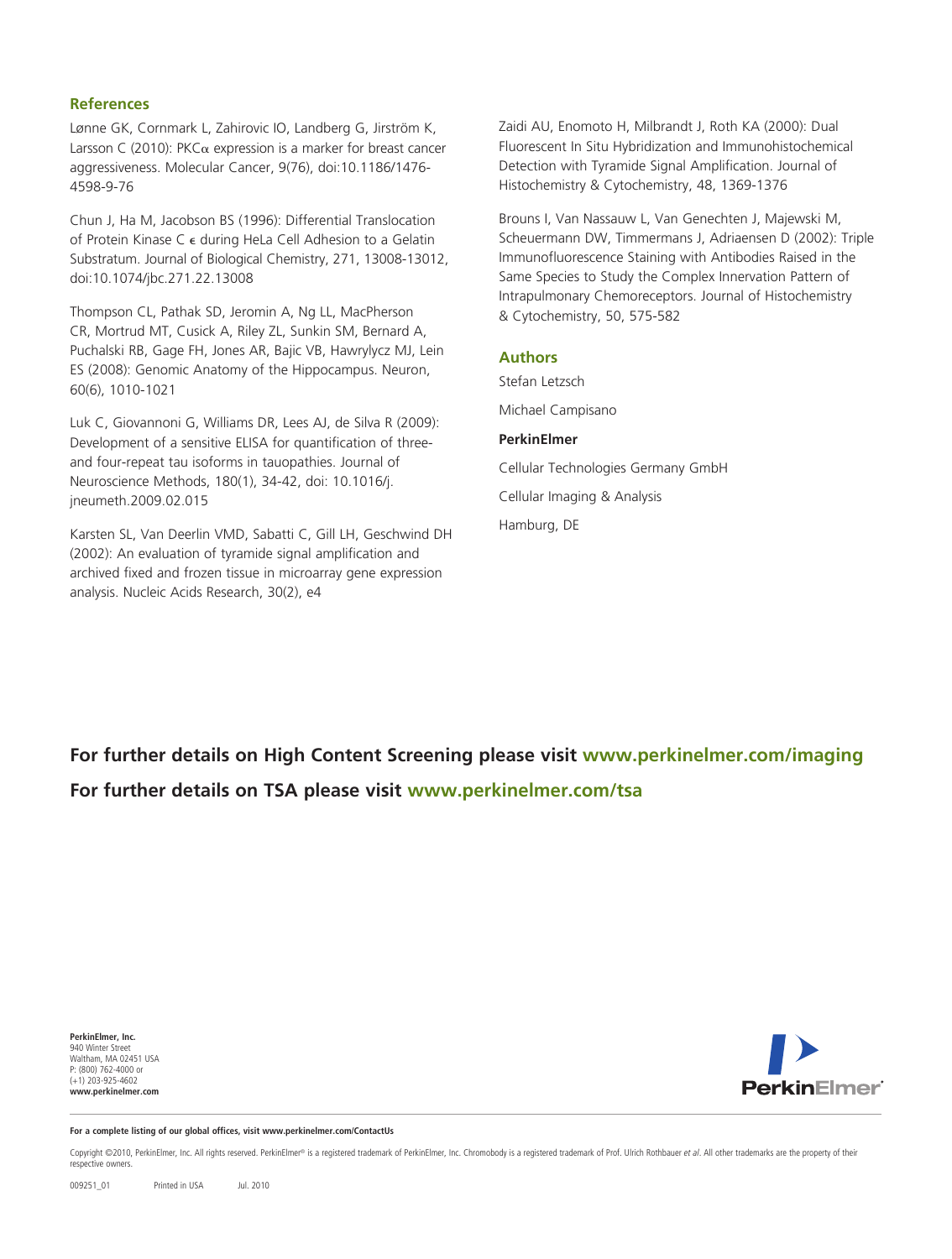## References

Lønne GK, Cornmark L, Zahirovic IO, Landberg G, Jirström K, Larsson C (2010): PKCα expression is a marker for breast cancer aggressiveness. Molecular Cancer, 9(76), doi:10.1186/1476-4598-9-76

Chun J, Ha M, Jacobson BS (1996): Differential Translocation of Protein Kinase C ϵ during HeLa Cell Adhesion to a Gelatin Substratum. Journal of Biological Chemistry, 271, 13008-13012, doi:10.1074/jbc.271.22.13008

Thompson CL, Pathak SD, Jeromin A, Ng LL, MacPherson CR, Mortrud MT, Cusick A, Riley ZL, Sunkin SM, Bernard A, Puchalski RB, Gage FH, Jones AR, Bajic VB, Hawrylycz MJ, Lein ES (2008): Genomic Anatomy of the Hippocampus. Neuron, 60(6), 1010-1021

Luk C, Giovannoni G, Williams DR, Lees AJ, de Silva R (2009): Development of a sensitive ELISA for quantification of three- and four-repeat tau isoforms in tauopathies. Journal of Neuroscience Methods, 180(1), 34-42, doi: 10.1016/j.jneumeth.2009.02.015

Karsten SL, Van Deerlin VMD, Sabatti C, Gill LH, Geschwind DH (2002): An evaluation of tyramide signal amplification and archived fixed and frozen tissue in microarray gene expression analysis. Nucleic Acids Research, 30(2), e4

Zaidi AU, Enomoto H, Milbrandt J, Roth KA (2000): Dual Fluorescent In Situ Hybridization and Immunohistochemical Detection with Tyramide Signal Amplification. Journal of Histochemistry & Cytochemistry, 48, 1369-1376

Brouns I, Van Nassauw L, Van Genechten J, Majewski M, Scheuermann DW, Timmermans J, Adriaensen D (2002): Triple Immunofluorescence Staining with Antibodies Raised in the Same Species to Study the Complex Innervation Pattern of Intrapulmonary Chemoreceptors. Journal of Histochemistry & Cytochemistry, 50, 575-582

## Authors

Stefan Letzsch

Michael Campisano

**PerkinElmer**

Cellular Technologies Germany GmbH

Cellular Imaging & Analysis

Hamburg, DE

**For further details on High Content Screening please visit www.perkinelmer.com/imaging**

**For further details on TSA please visit www.perkinelmer.com/tsa**

**PerkinElmer, Inc.**
940 Winter Street
Waltham, MA 02451 USA
P: (800) 762-4000 or
(+1) 203-925-4602
**www.perkinelmer.com**

PerkinElmer

**For a complete listing of our global offices, visit www.perkinelmer.com/ContactUs**

Copyright ©2010, PerkinElmer, Inc. All rights reserved. PerkinElmer® is a registered trademark of PerkinElmer, Inc. Chromobody is a registered trademark of Prof. Ulrich Rothbauer *et al*. All other trademarks are the property of their respective owners.

009251_01 Printed in USA Jul. 2010